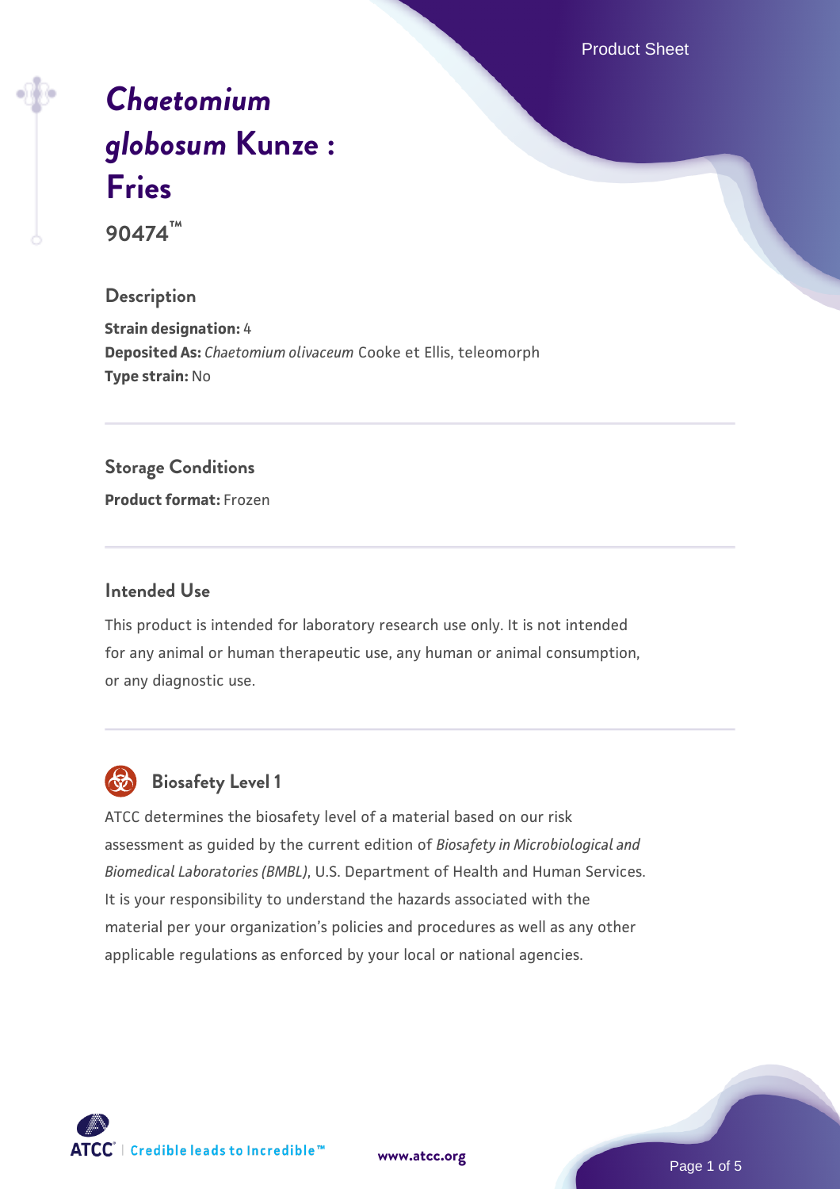# *Chaetomium globosum* Kunze : Fries

**90474™**

## Description

**Strain designation:** 4
**Deposited As:** *Chaetomium olivaceum* Cooke et Ellis, teleomorph
**Type strain:** No

## Storage Conditions

**Product format:** Frozen

## Intended Use

This product is intended for laboratory research use only. It is not intended for any animal or human therapeutic use, any human or animal consumption, or any diagnostic use.

## Biosafety Level 1

ATCC determines the biosafety level of a material based on our risk assessment as guided by the current edition of *Biosafety in Microbiological and Biomedical Laboratories (BMBL)*, U.S. Department of Health and Human Services. It is your responsibility to understand the hazards associated with the material per your organization's policies and procedures as well as any other applicable regulations as enforced by your local or national agencies.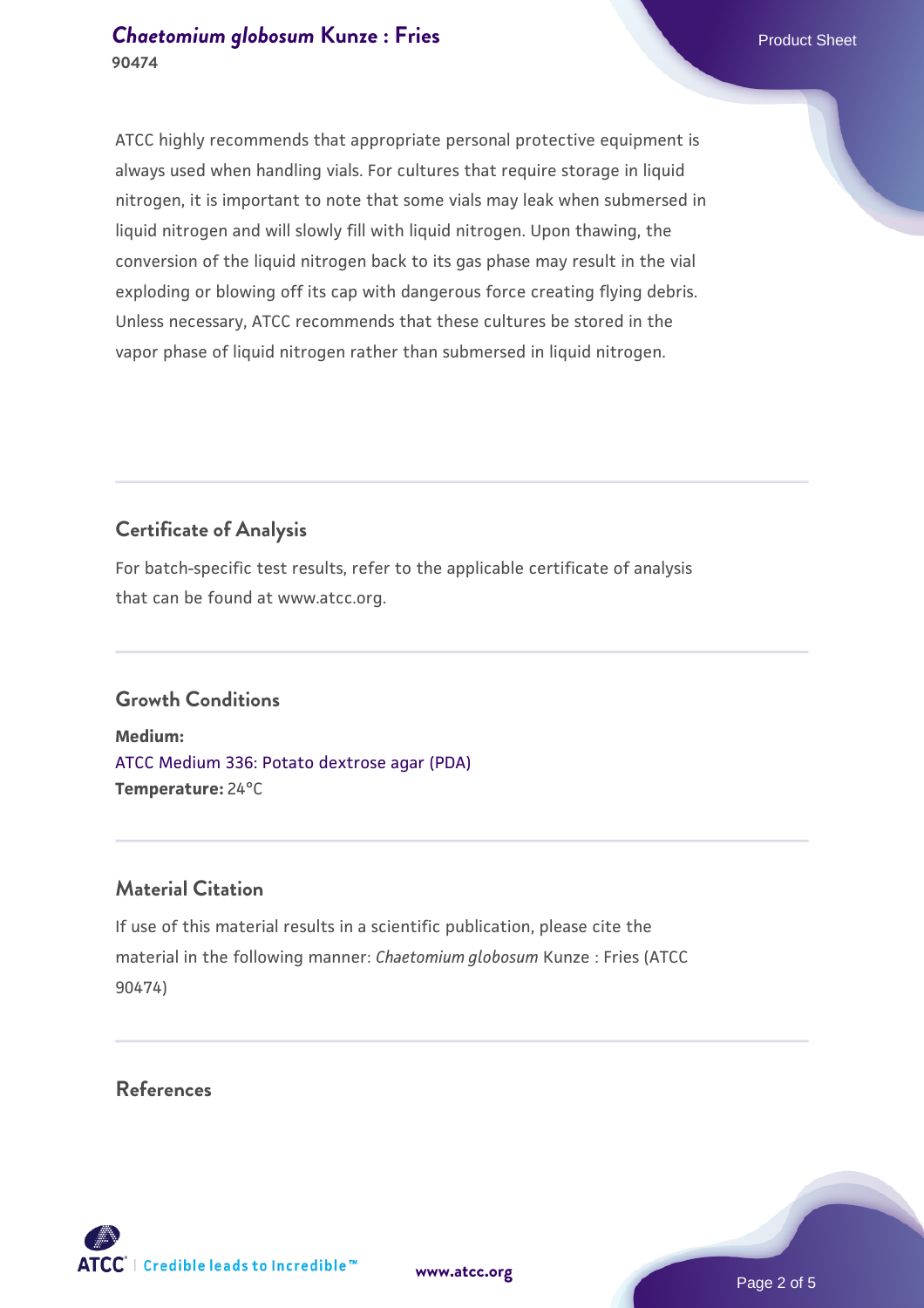ATCC highly recommends that appropriate personal protective equipment is always used when handling vials. For cultures that require storage in liquid nitrogen, it is important to note that some vials may leak when submersed in liquid nitrogen and will slowly fill with liquid nitrogen. Upon thawing, the conversion of the liquid nitrogen back to its gas phase may result in the vial exploding or blowing off its cap with dangerous force creating flying debris. Unless necessary, ATCC recommends that these cultures be stored in the vapor phase of liquid nitrogen rather than submersed in liquid nitrogen.

## Certificate of Analysis

For batch-specific test results, refer to the applicable certificate of analysis that can be found at www.atcc.org.

## Growth Conditions

**Medium:**
ATCC Medium 336: Potato dextrose agar (PDA)
**Temperature:** 24°C

## Material Citation

If use of this material results in a scientific publication, please cite the material in the following manner: *Chaetomium globosum* Kunze : Fries (ATCC 90474)

## References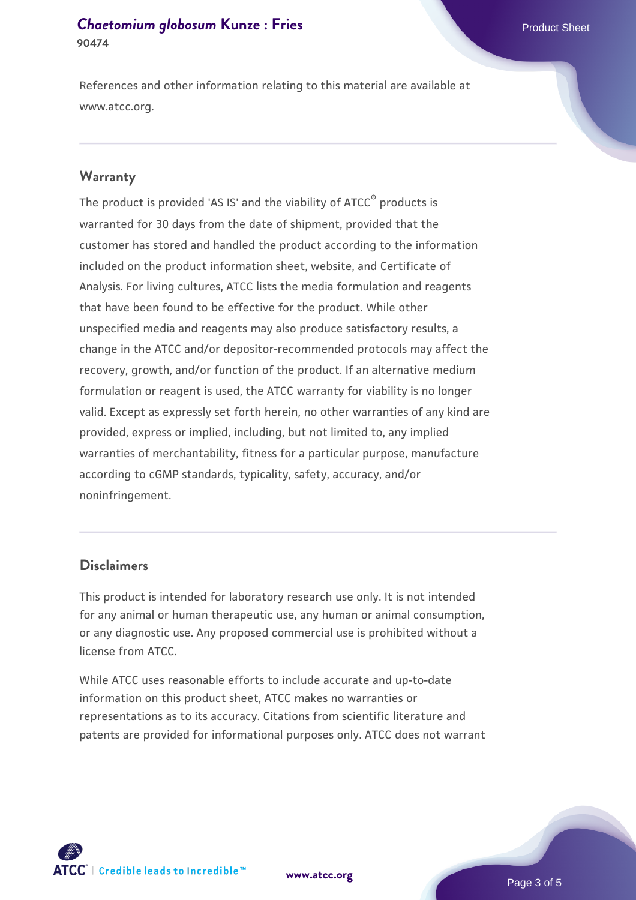References and other information relating to this material are available at www.atcc.org.

## Warranty

The product is provided 'AS IS' and the viability of ATCC® products is warranted for 30 days from the date of shipment, provided that the customer has stored and handled the product according to the information included on the product information sheet, website, and Certificate of Analysis. For living cultures, ATCC lists the media formulation and reagents that have been found to be effective for the product. While other unspecified media and reagents may also produce satisfactory results, a change in the ATCC and/or depositor-recommended protocols may affect the recovery, growth, and/or function of the product. If an alternative medium formulation or reagent is used, the ATCC warranty for viability is no longer valid. Except as expressly set forth herein, no other warranties of any kind are provided, express or implied, including, but not limited to, any implied warranties of merchantability, fitness for a particular purpose, manufacture according to cGMP standards, typicality, safety, accuracy, and/or noninfringement.

## Disclaimers

This product is intended for laboratory research use only. It is not intended for any animal or human therapeutic use, any human or animal consumption, or any diagnostic use. Any proposed commercial use is prohibited without a license from ATCC.

While ATCC uses reasonable efforts to include accurate and up-to-date information on this product sheet, ATCC makes no warranties or representations as to its accuracy. Citations from scientific literature and patents are provided for informational purposes only. ATCC does not warrant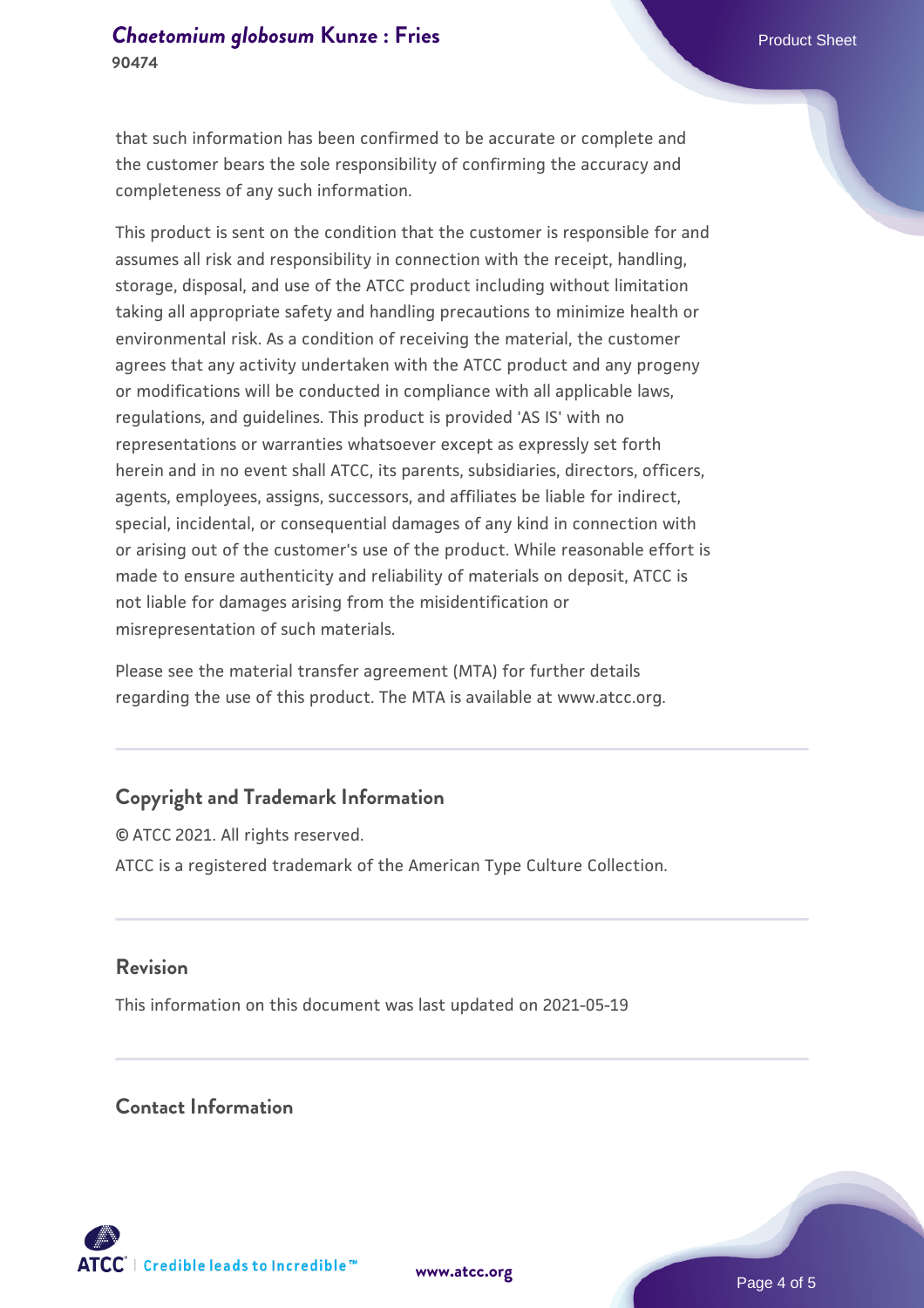that such information has been confirmed to be accurate or complete and the customer bears the sole responsibility of confirming the accuracy and completeness of any such information.

This product is sent on the condition that the customer is responsible for and assumes all risk and responsibility in connection with the receipt, handling, storage, disposal, and use of the ATCC product including without limitation taking all appropriate safety and handling precautions to minimize health or environmental risk. As a condition of receiving the material, the customer agrees that any activity undertaken with the ATCC product and any progeny or modifications will be conducted in compliance with all applicable laws, regulations, and guidelines. This product is provided 'AS IS' with no representations or warranties whatsoever except as expressly set forth herein and in no event shall ATCC, its parents, subsidiaries, directors, officers, agents, employees, assigns, successors, and affiliates be liable for indirect, special, incidental, or consequential damages of any kind in connection with or arising out of the customer's use of the product. While reasonable effort is made to ensure authenticity and reliability of materials on deposit, ATCC is not liable for damages arising from the misidentification or misrepresentation of such materials.

Please see the material transfer agreement (MTA) for further details regarding the use of this product. The MTA is available at www.atcc.org.

## Copyright and Trademark Information

© ATCC 2021. All rights reserved.

ATCC is a registered trademark of the American Type Culture Collection.

## Revision

This information on this document was last updated on 2021-05-19

## Contact Information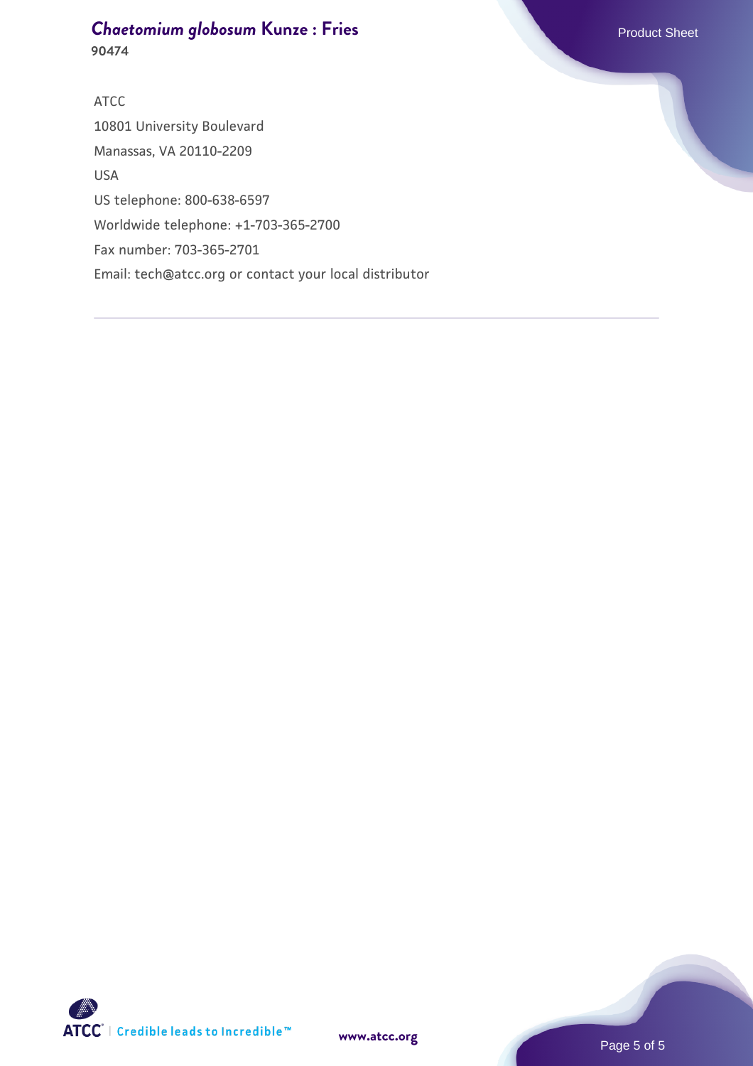ATCC

10801 University Boulevard

Manassas, VA 20110-2209

USA

US telephone: 800-638-6597

Worldwide telephone: +1-703-365-2700

Fax number: 703-365-2701

Email: tech@atcc.org or contact your local distributor